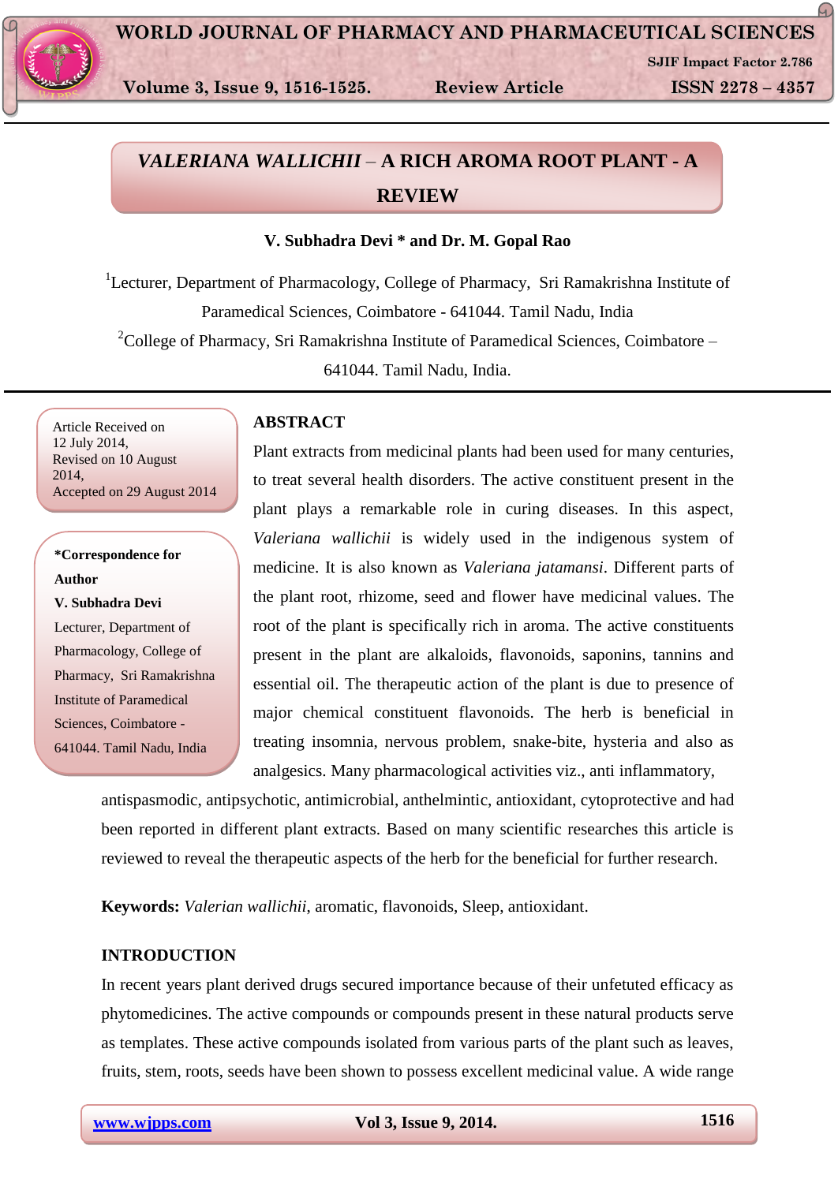# *VALERIANA WALLICHII* – A RICH AROMA ROOT PLANT - A REVIEW

**V. Subhadra Devi \* and Dr. M. Gopal Rao**

[1]Lecturer, Department of Pharmacology, College of Pharmacy, Sri Ramakrishna Institute of Paramedical Sciences, Coimbatore - 641044. Tamil Nadu, India

[2]College of Pharmacy, Sri Ramakrishna Institute of Paramedical Sciences, Coimbatore – 641044. Tamil Nadu, India.

Article Received on 12 July 2014,
Revised on 10 August 2014,
Accepted on 29 August 2014

**\*Correspondence for Author**
**V. Subhadra Devi**
Lecturer, Department of Pharmacology, College of Pharmacy, Sri Ramakrishna Institute of Paramedical Sciences, Coimbatore - 641044. Tamil Nadu, India

## ABSTRACT

Plant extracts from medicinal plants had been used for many centuries, to treat several health disorders. The active constituent present in the plant plays a remarkable role in curing diseases. In this aspect, *Valeriana wallichii* is widely used in the indigenous system of medicine. It is also known as *Valeriana jatamansi*. Different parts of the plant root, rhizome, seed and flower have medicinal values. The root of the plant is specifically rich in aroma. The active constituents present in the plant are alkaloids, flavonoids, saponins, tannins and essential oil. The therapeutic action of the plant is due to presence of major chemical constituent flavonoids. The herb is beneficial in treating insomnia, nervous problem, snake-bite, hysteria and also as analgesics. Many pharmacological activities viz., anti inflammatory, antispasmodic, antipsychotic, antimicrobial, anthelmintic, antioxidant, cytoprotective and had been reported in different plant extracts. Based on many scientific researches this article is reviewed to reveal the therapeutic aspects of the herb for the beneficial for further research.

**Keywords:** *Valerian wallichii*, aromatic, flavonoids, Sleep, antioxidant.

## INTRODUCTION

In recent years plant derived drugs secured importance because of their unfetuted efficacy as phytomedicines. The active compounds or compounds present in these natural products serve as templates. These active compounds isolated from various parts of the plant such as leaves, fruits, stem, roots, seeds have been shown to possess excellent medicinal value. A wide range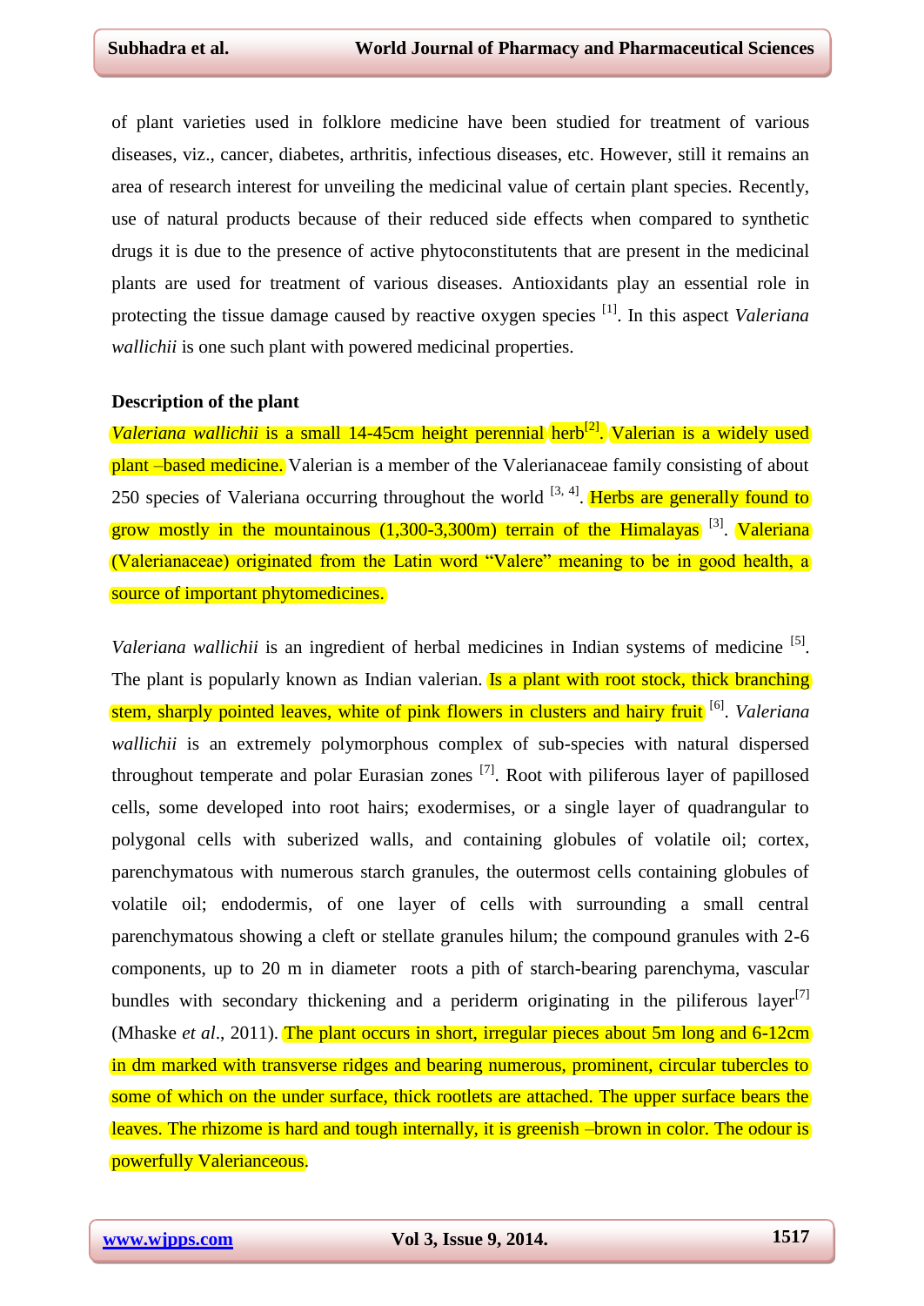of plant varieties used in folklore medicine have been studied for treatment of various diseases, viz., cancer, diabetes, arthritis, infectious diseases, etc. However, still it remains an area of research interest for unveiling the medicinal value of certain plant species. Recently, use of natural products because of their reduced side effects when compared to synthetic drugs it is due to the presence of active phytoconstitutents that are present in the medicinal plants are used for treatment of various diseases. Antioxidants play an essential role in protecting the tissue damage caused by reactive oxygen species [1]. In this aspect *Valeriana wallichii* is one such plant with powered medicinal properties.

**Description of the plant**

*Valeriana wallichii* is a small 14-45cm height perennial herb[2]. Valerian is a widely used plant –based medicine. Valerian is a member of the Valerianaceae family consisting of about 250 species of Valeriana occurring throughout the world [3, 4]. Herbs are generally found to grow mostly in the mountainous (1,300-3,300m) terrain of the Himalayas [3]. Valeriana (Valerianaceae) originated from the Latin word "Valere" meaning to be in good health, a source of important phytomedicines.

*Valeriana wallichii* is an ingredient of herbal medicines in Indian systems of medicine [5]. The plant is popularly known as Indian valerian. Is a plant with root stock, thick branching stem, sharply pointed leaves, white of pink flowers in clusters and hairy fruit [6]. *Valeriana wallichii* is an extremely polymorphous complex of sub-species with natural dispersed throughout temperate and polar Eurasian zones [7]. Root with piliferous layer of papillosed cells, some developed into root hairs; exodermises, or a single layer of quadrangular to polygonal cells with suberized walls, and containing globules of volatile oil; cortex, parenchymatous with numerous starch granules, the outermost cells containing globules of volatile oil; endodermis, of one layer of cells with surrounding a small central parenchymatous showing a cleft or stellate granules hilum; the compound granules with 2-6 components, up to 20 m in diameter roots a pith of starch-bearing parenchyma, vascular bundles with secondary thickening and a periderm originating in the piliferous layer[7] (Mhaske *et al*., 2011). The plant occurs in short, irregular pieces about 5m long and 6-12cm in dm marked with transverse ridges and bearing numerous, prominent, circular tubercles to some of which on the under surface, thick rootlets are attached. The upper surface bears the leaves. The rhizome is hard and tough internally, it is greenish –brown in color. The odour is powerfully Valerianceous.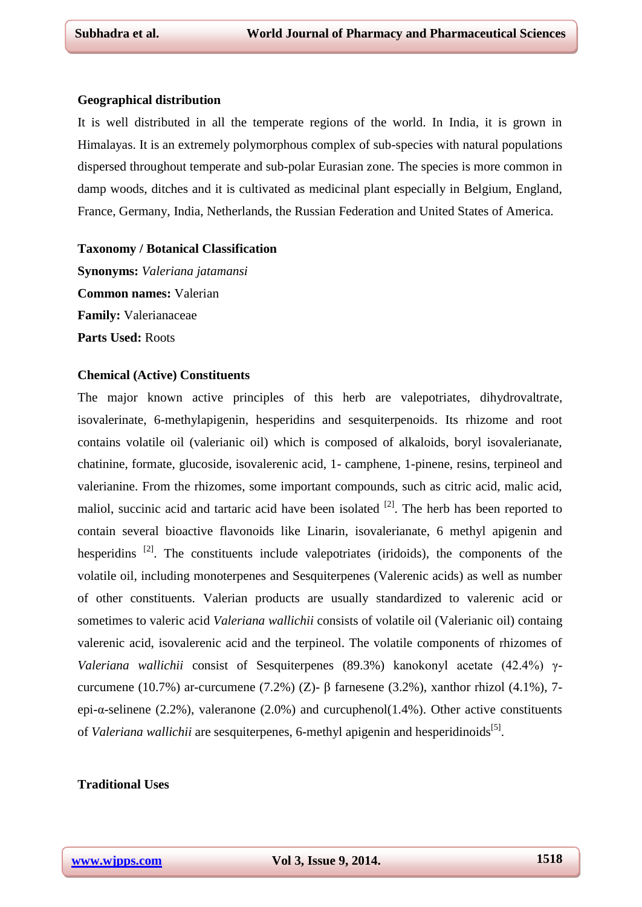## Geographical distribution

It is well distributed in all the temperate regions of the world. In India, it is grown in Himalayas. It is an extremely polymorphous complex of sub-species with natural populations dispersed throughout temperate and sub-polar Eurasian zone. The species is more common in damp woods, ditches and it is cultivated as medicinal plant especially in Belgium, England, France, Germany, India, Netherlands, the Russian Federation and United States of America.

## Taxonomy / Botanical Classification

**Synonyms:** *Valeriana jatamansi*

**Common names:** Valerian

**Family:** Valerianaceae

**Parts Used:** Roots

## Chemical (Active) Constituents

The major known active principles of this herb are valepotriates, dihydrovaltrate, isovalerinate, 6-methylapigenin, hesperidins and sesquiterpenoids. Its rhizome and root contains volatile oil (valerianic oil) which is composed of alkaloids, boryl isovalerianate, chatinine, formate, glucoside, isovalerenic acid, 1- camphene, 1-pinene, resins, terpineol and valerianine. From the rhizomes, some important compounds, such as citric acid, malic acid, maliol, succinic acid and tartaric acid have been isolated [2]. The herb has been reported to contain several bioactive flavonoids like Linarin, isovalerianate, 6 methyl apigenin and hesperidins [2]. The constituents include valepotriates (iridoids), the components of the volatile oil, including monoterpenes and Sesquiterpenes (Valerenic acids) as well as number of other constituents. Valerian products are usually standardized to valerenic acid or sometimes to valeric acid *Valeriana wallichii* consists of volatile oil (Valerianic oil) containg valerenic acid, isovalerenic acid and the terpineol. The volatile components of rhizomes of *Valeriana wallichii* consist of Sesquiterpenes (89.3%) kanokonyl acetate (42.4%) γ-curcumene (10.7%) ar-curcumene (7.2%) (Z)- β farnesene (3.2%), xanthor rhizol (4.1%), 7-epi-α-selinene (2.2%), valeranone (2.0%) and curcuphenol(1.4%). Other active constituents of *Valeriana wallichii* are sesquiterpenes, 6-methyl apigenin and hesperidinoids[5].

## Traditional Uses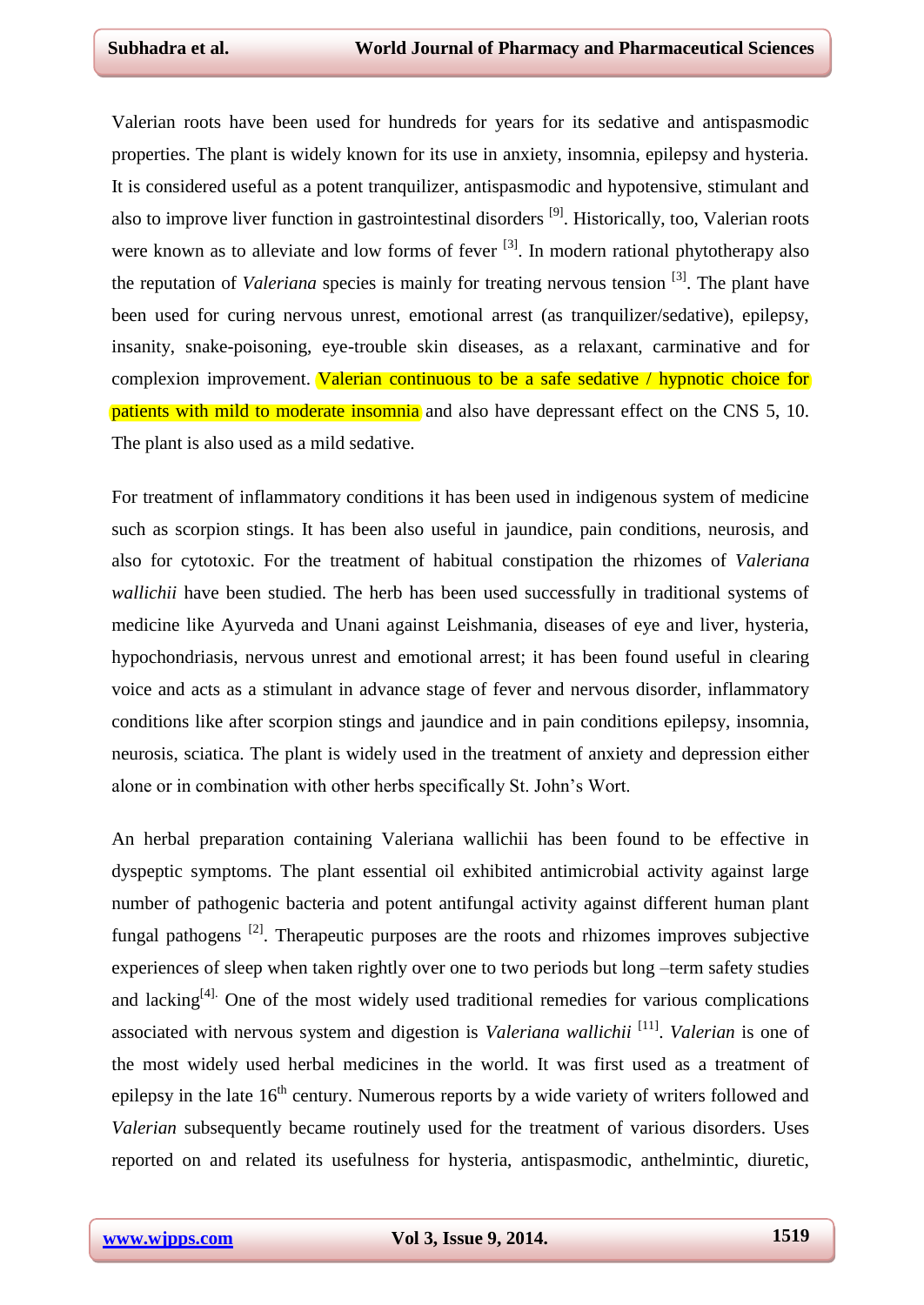Valerian roots have been used for hundreds for years for its sedative and antispasmodic properties. The plant is widely known for its use in anxiety, insomnia, epilepsy and hysteria. It is considered useful as a potent tranquilizer, antispasmodic and hypotensive, stimulant and also to improve liver function in gastrointestinal disorders [9]. Historically, too, Valerian roots were known as to alleviate and low forms of fever [3]. In modern rational phytotherapy also the reputation of *Valeriana* species is mainly for treating nervous tension [3]. The plant have been used for curing nervous unrest, emotional arrest (as tranquilizer/sedative), epilepsy, insanity, snake-poisoning, eye-trouble skin diseases, as a relaxant, carminative and for complexion improvement. Valerian continuous to be a safe sedative / hypnotic choice for patients with mild to moderate insomnia and also have depressant effect on the CNS 5, 10. The plant is also used as a mild sedative.

For treatment of inflammatory conditions it has been used in indigenous system of medicine such as scorpion stings. It has been also useful in jaundice, pain conditions, neurosis, and also for cytotoxic. For the treatment of habitual constipation the rhizomes of *Valeriana wallichii* have been studied. The herb has been used successfully in traditional systems of medicine like Ayurveda and Unani against Leishmania, diseases of eye and liver, hysteria, hypochondriasis, nervous unrest and emotional arrest; it has been found useful in clearing voice and acts as a stimulant in advance stage of fever and nervous disorder, inflammatory conditions like after scorpion stings and jaundice and in pain conditions epilepsy, insomnia, neurosis, sciatica. The plant is widely used in the treatment of anxiety and depression either alone or in combination with other herbs specifically St. John's Wort.

An herbal preparation containing Valeriana wallichii has been found to be effective in dyspeptic symptoms. The plant essential oil exhibited antimicrobial activity against large number of pathogenic bacteria and potent antifungal activity against different human plant fungal pathogens [2]. Therapeutic purposes are the roots and rhizomes improves subjective experiences of sleep when taken rightly over one to two periods but long –term safety studies and lacking[4]. One of the most widely used traditional remedies for various complications associated with nervous system and digestion is *Valeriana wallichii* [11]. *Valerian* is one of the most widely used herbal medicines in the world. It was first used as a treatment of epilepsy in the late 16th century. Numerous reports by a wide variety of writers followed and *Valerian* subsequently became routinely used for the treatment of various disorders. Uses reported on and related its usefulness for hysteria, antispasmodic, anthelmintic, diuretic,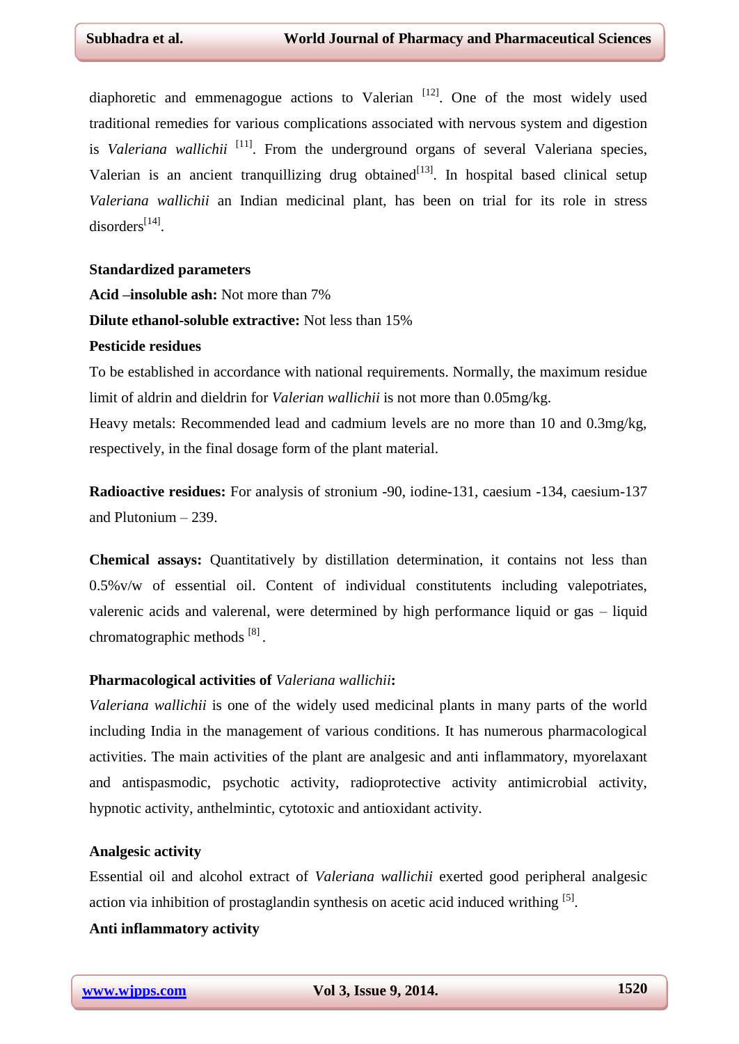diaphoretic and emmenagogue actions to Valerian [12]. One of the most widely used traditional remedies for various complications associated with nervous system and digestion is *Valeriana wallichii* [11]. From the underground organs of several Valeriana species, Valerian is an ancient tranquillizing drug obtained[13]. In hospital based clinical setup *Valeriana wallichii* an Indian medicinal plant, has been on trial for its role in stress disorders[14].

**Standardized parameters**

**Acid –insoluble ash:** Not more than 7%

**Dilute ethanol-soluble extractive:** Not less than 15%

**Pesticide residues**

To be established in accordance with national requirements. Normally, the maximum residue limit of aldrin and dieldrin for *Valerian wallichii* is not more than 0.05mg/kg.

Heavy metals: Recommended lead and cadmium levels are no more than 10 and 0.3mg/kg, respectively, in the final dosage form of the plant material.

**Radioactive residues:** For analysis of stronium -90, iodine-131, caesium -134, caesium-137 and Plutonium – 239.

**Chemical assays:** Quantitatively by distillation determination, it contains not less than 0.5%v/w of essential oil. Content of individual constitutents including valepotriates, valerenic acids and valerenal, were determined by high performance liquid or gas – liquid chromatographic methods [8].

**Pharmacological activities of *Valeriana wallichii*:**

*Valeriana wallichii* is one of the widely used medicinal plants in many parts of the world including India in the management of various conditions. It has numerous pharmacological activities. The main activities of the plant are analgesic and anti inflammatory, myorelaxant and antispasmodic, psychotic activity, radioprotective activity antimicrobial activity, hypnotic activity, anthelmintic, cytotoxic and antioxidant activity.

**Analgesic activity**

Essential oil and alcohol extract of *Valeriana wallichii* exerted good peripheral analgesic action via inhibition of prostaglandin synthesis on acetic acid induced writhing [5].

**Anti inflammatory activity**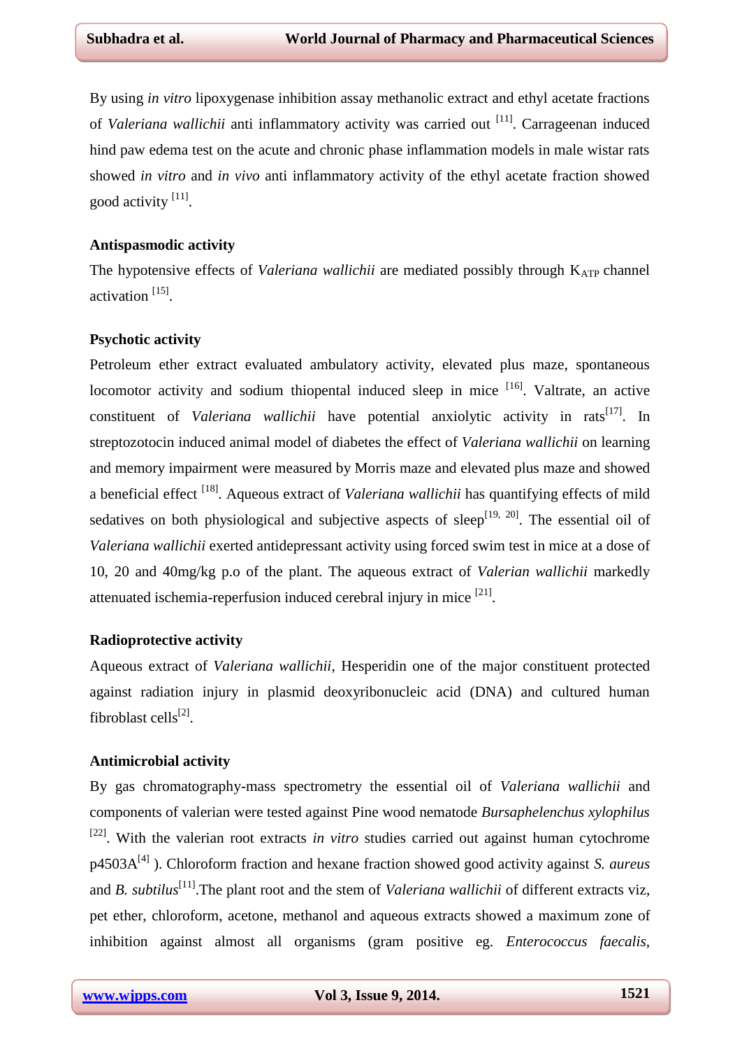By using *in vitro* lipoxygenase inhibition assay methanolic extract and ethyl acetate fractions of *Valeriana wallichii* anti inflammatory activity was carried out [11]. Carrageenan induced hind paw edema test on the acute and chronic phase inflammation models in male wistar rats showed *in vitro* and *in vivo* anti inflammatory activity of the ethyl acetate fraction showed good activity [11].

**Antispasmodic activity**

The hypotensive effects of *Valeriana wallichii* are mediated possibly through $K_{ATP}$ channel activation [15].

**Psychotic activity**

Petroleum ether extract evaluated ambulatory activity, elevated plus maze, spontaneous locomotor activity and sodium thiopental induced sleep in mice [16]. Valtrate, an active constituent of *Valeriana wallichii* have potential anxiolytic activity in rats[17]. In streptozotocin induced animal model of diabetes the effect of *Valeriana wallichii* on learning and memory impairment were measured by Morris maze and elevated plus maze and showed a beneficial effect [18]. Aqueous extract of *Valeriana wallichii* has quantifying effects of mild sedatives on both physiological and subjective aspects of sleep[19, 20]. The essential oil of *Valeriana wallichii* exerted antidepressant activity using forced swim test in mice at a dose of 10, 20 and 40mg/kg p.o of the plant. The aqueous extract of *Valerian wallichii* markedly attenuated ischemia-reperfusion induced cerebral injury in mice [21].

**Radioprotective activity**

Aqueous extract of *Valeriana wallichii*, Hesperidin one of the major constituent protected against radiation injury in plasmid deoxyribonucleic acid (DNA) and cultured human fibroblast cells[2].

**Antimicrobial activity**

By gas chromatography-mass spectrometry the essential oil of *Valeriana wallichii* and components of valerian were tested against Pine wood nematode *Bursaphelenchus xylophilus* [22]. With the valerian root extracts *in vitro* studies carried out against human cytochrome p4503A[4] ). Chloroform fraction and hexane fraction showed good activity against *S. aureus* and *B. subtilus*[11].The plant root and the stem of *Valeriana wallichii* of different extracts viz, pet ether, chloroform, acetone, methanol and aqueous extracts showed a maximum zone of inhibition against almost all organisms (gram positive eg. *Enterococcus faecalis*,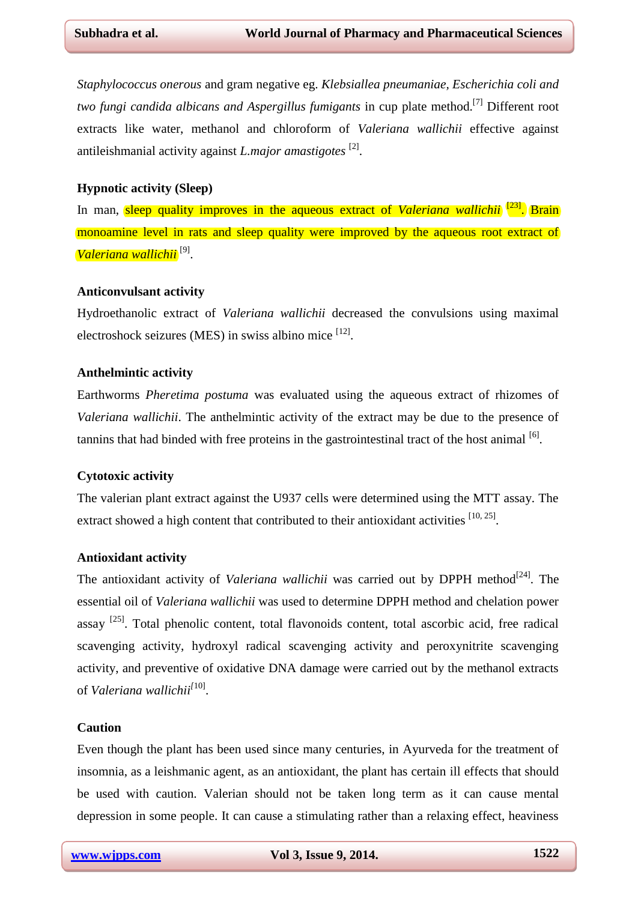*Staphylococcus onerous* and gram negative eg. *Klebsiallea pneumaniae, Escherichia coli and two fungi candida albicans and Aspergillus fumigants* in cup plate method.[7] Different root extracts like water, methanol and chloroform of *Valeriana wallichii* effective against antileishmanial activity against *L.major amastigotes* [2].

### Hypnotic activity (Sleep)

In man, sleep quality improves in the aqueous extract of *Valeriana wallichii* [23]. Brain monoamine level in rats and sleep quality were improved by the aqueous root extract of *Valeriana wallichii* [9].

### Anticonvulsant activity

Hydroethanolic extract of *Valeriana wallichii* decreased the convulsions using maximal electroshock seizures (MES) in swiss albino mice [12].

### Anthelmintic activity

Earthworms *Pheretima postuma* was evaluated using the aqueous extract of rhizomes of *Valeriana wallichii*. The anthelmintic activity of the extract may be due to the presence of tannins that had binded with free proteins in the gastrointestinal tract of the host animal [6].

### Cytotoxic activity

The valerian plant extract against the U937 cells were determined using the MTT assay. The extract showed a high content that contributed to their antioxidant activities [10, 25].

### Antioxidant activity

The antioxidant activity of *Valeriana wallichii* was carried out by DPPH method[24]. The essential oil of *Valeriana wallichii* was used to determine DPPH method and chelation power assay [25]. Total phenolic content, total flavonoids content, total ascorbic acid, free radical scavenging activity, hydroxyl radical scavenging activity and peroxynitrite scavenging activity, and preventive of oxidative DNA damage were carried out by the methanol extracts of *Valeriana wallichii*[10].

### Caution

Even though the plant has been used since many centuries, in Ayurveda for the treatment of insomnia, as a leishmanic agent, as an antioxidant, the plant has certain ill effects that should be used with caution. Valerian should not be taken long term as it can cause mental depression in some people. It can cause a stimulating rather than a relaxing effect, heaviness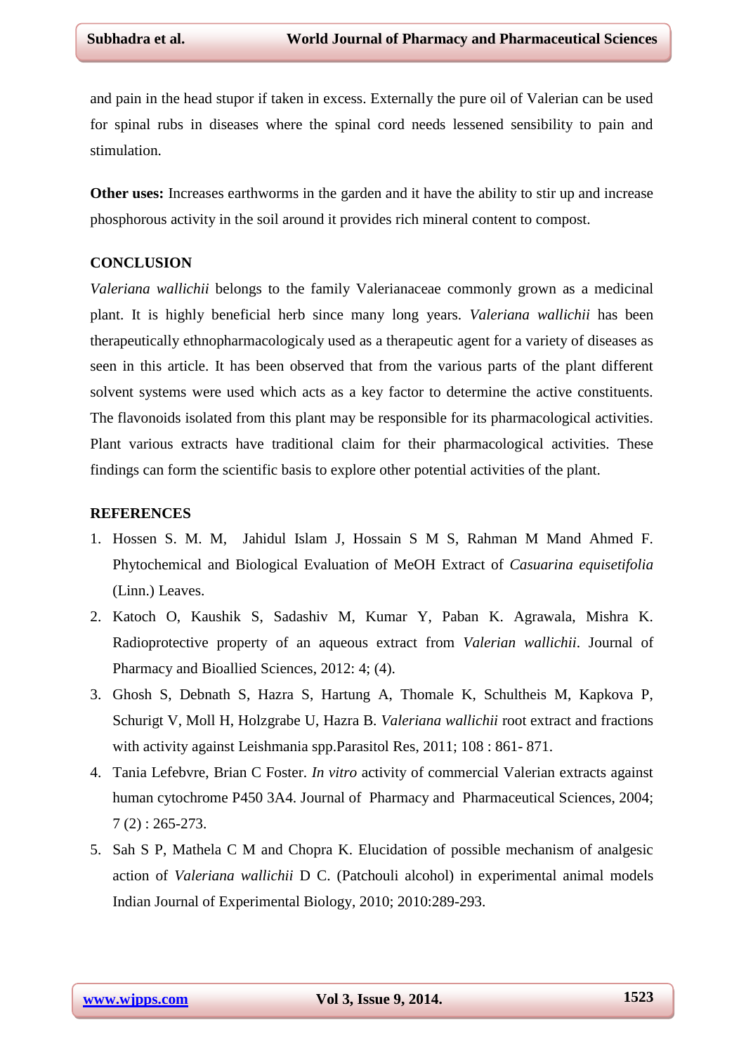and pain in the head stupor if taken in excess. Externally the pure oil of Valerian can be used for spinal rubs in diseases where the spinal cord needs lessened sensibility to pain and stimulation.

**Other uses:** Increases earthworms in the garden and it have the ability to stir up and increase phosphorous activity in the soil around it provides rich mineral content to compost.

## CONCLUSION

*Valeriana wallichii* belongs to the family Valerianaceae commonly grown as a medicinal plant. It is highly beneficial herb since many long years. *Valeriana wallichii* has been therapeutically ethnopharmacologicaly used as a therapeutic agent for a variety of diseases as seen in this article. It has been observed that from the various parts of the plant different solvent systems were used which acts as a key factor to determine the active constituents. The flavonoids isolated from this plant may be responsible for its pharmacological activities. Plant various extracts have traditional claim for their pharmacological activities. These findings can form the scientific basis to explore other potential activities of the plant.

## REFERENCES

1. Hossen S. M. M, Jahidul Islam J, Hossain S M S, Rahman M Mand Ahmed F. Phytochemical and Biological Evaluation of MeOH Extract of *Casuarina equisetifolia* (Linn.) Leaves.
2. Katoch O, Kaushik S, Sadashiv M, Kumar Y, Paban K. Agrawala, Mishra K. Radioprotective property of an aqueous extract from *Valerian wallichii*. Journal of Pharmacy and Bioallied Sciences, 2012: 4; (4).
3. Ghosh S, Debnath S, Hazra S, Hartung A, Thomale K, Schultheis M, Kapkova P, Schurigt V, Moll H, Holzgrabe U, Hazra B. *Valeriana wallichii* root extract and fractions with activity against Leishmania spp.Parasitol Res, 2011; 108 : 861- 871.
4. Tania Lefebvre, Brian C Foster. *In vitro* activity of commercial Valerian extracts against human cytochrome P450 3A4. Journal of Pharmacy and Pharmaceutical Sciences, 2004; 7 (2) : 265-273.
5. Sah S P, Mathela C M and Chopra K. Elucidation of possible mechanism of analgesic action of *Valeriana wallichii* D C. (Patchouli alcohol) in experimental animal models Indian Journal of Experimental Biology, 2010; 2010:289-293.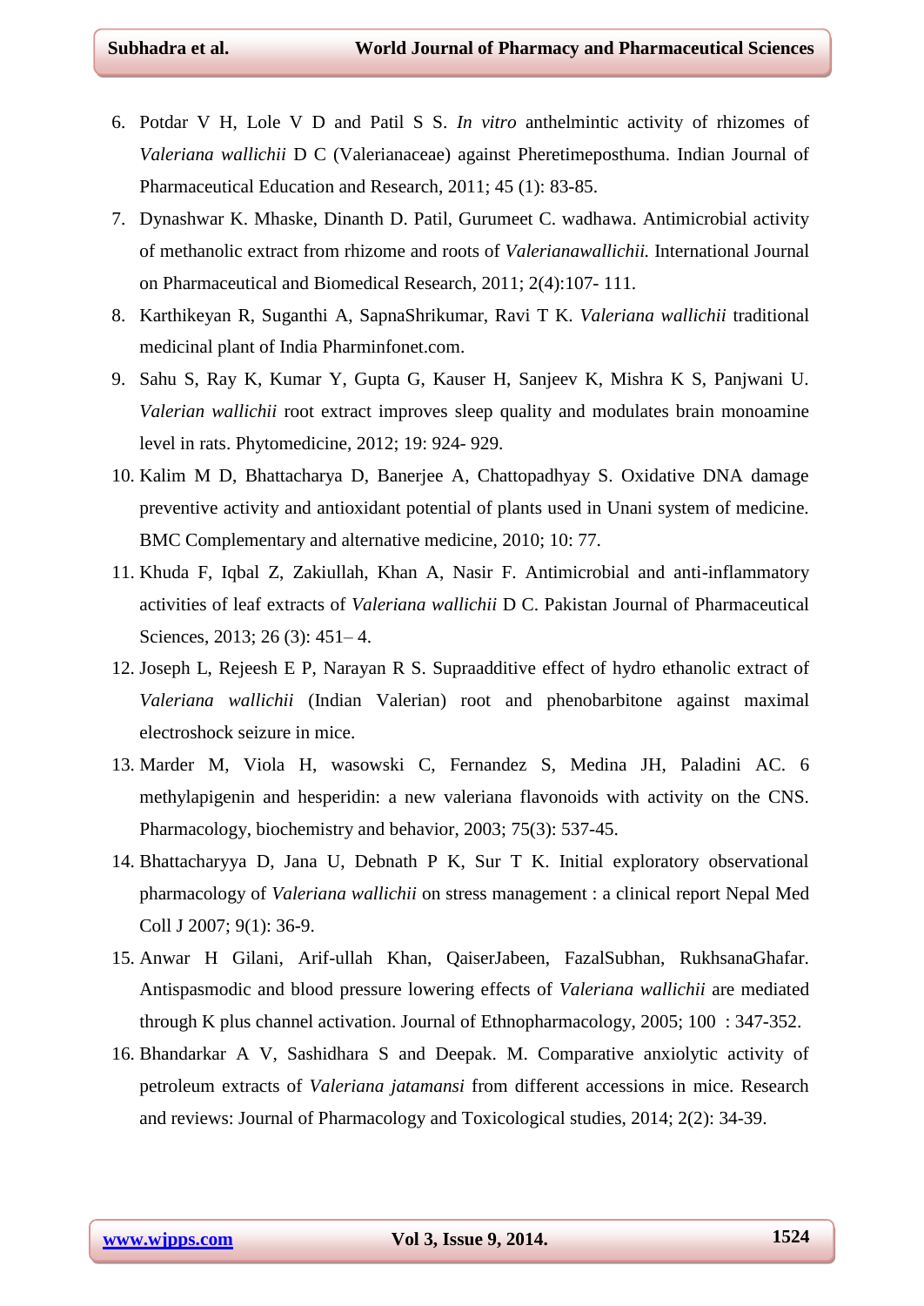6. Potdar V H, Lole V D and Patil S S. *In vitro* anthelmintic activity of rhizomes of *Valeriana wallichii* D C (Valerianaceae) against Pheretimeposthuma. Indian Journal of Pharmaceutical Education and Research, 2011; 45 (1): 83-85.
7. Dynashwar K. Mhaske, Dinanth D. Patil, Gurumeet C. wadhawa. Antimicrobial activity of methanolic extract from rhizome and roots of *Valerianawallichii.* International Journal on Pharmaceutical and Biomedical Research, 2011; 2(4):107- 111.
8. Karthikeyan R, Suganthi A, SapnaShrikumar, Ravi T K. *Valeriana wallichii* traditional medicinal plant of India Pharminfonet.com.
9. Sahu S, Ray K, Kumar Y, Gupta G, Kauser H, Sanjeev K, Mishra K S, Panjwani U. *Valerian wallichii* root extract improves sleep quality and modulates brain monoamine level in rats. Phytomedicine, 2012; 19: 924- 929.
10. Kalim M D, Bhattacharya D, Banerjee A, Chattopadhyay S. Oxidative DNA damage preventive activity and antioxidant potential of plants used in Unani system of medicine. BMC Complementary and alternative medicine, 2010; 10: 77.
11. Khuda F, Iqbal Z, Zakiullah, Khan A, Nasir F. Antimicrobial and anti-inflammatory activities of leaf extracts of *Valeriana wallichii* D C. Pakistan Journal of Pharmaceutical Sciences, 2013; 26 (3): 451– 4.
12. Joseph L, Rejeesh E P, Narayan R S. Supraadditive effect of hydro ethanolic extract of *Valeriana wallichii* (Indian Valerian) root and phenobarbitone against maximal electroshock seizure in mice.
13. Marder M, Viola H, wasowski C, Fernandez S, Medina JH, Paladini AC. 6 methylapigenin and hesperidin: a new valeriana flavonoids with activity on the CNS. Pharmacology, biochemistry and behavior, 2003; 75(3): 537-45.
14. Bhattacharyya D, Jana U, Debnath P K, Sur T K. Initial exploratory observational pharmacology of *Valeriana wallichii* on stress management : a clinical report Nepal Med Coll J 2007; 9(1): 36-9.
15. Anwar H Gilani, Arif-ullah Khan, QaiserJabeen, FazalSubhan, RukhsanaGhafar. Antispasmodic and blood pressure lowering effects of *Valeriana wallichii* are mediated through K plus channel activation. Journal of Ethnopharmacology, 2005; 100 : 347-352.
16. Bhandarkar A V, Sashidhara S and Deepak. M. Comparative anxiolytic activity of petroleum extracts of *Valeriana jatamansi* from different accessions in mice. Research and reviews: Journal of Pharmacology and Toxicological studies, 2014; 2(2): 34-39.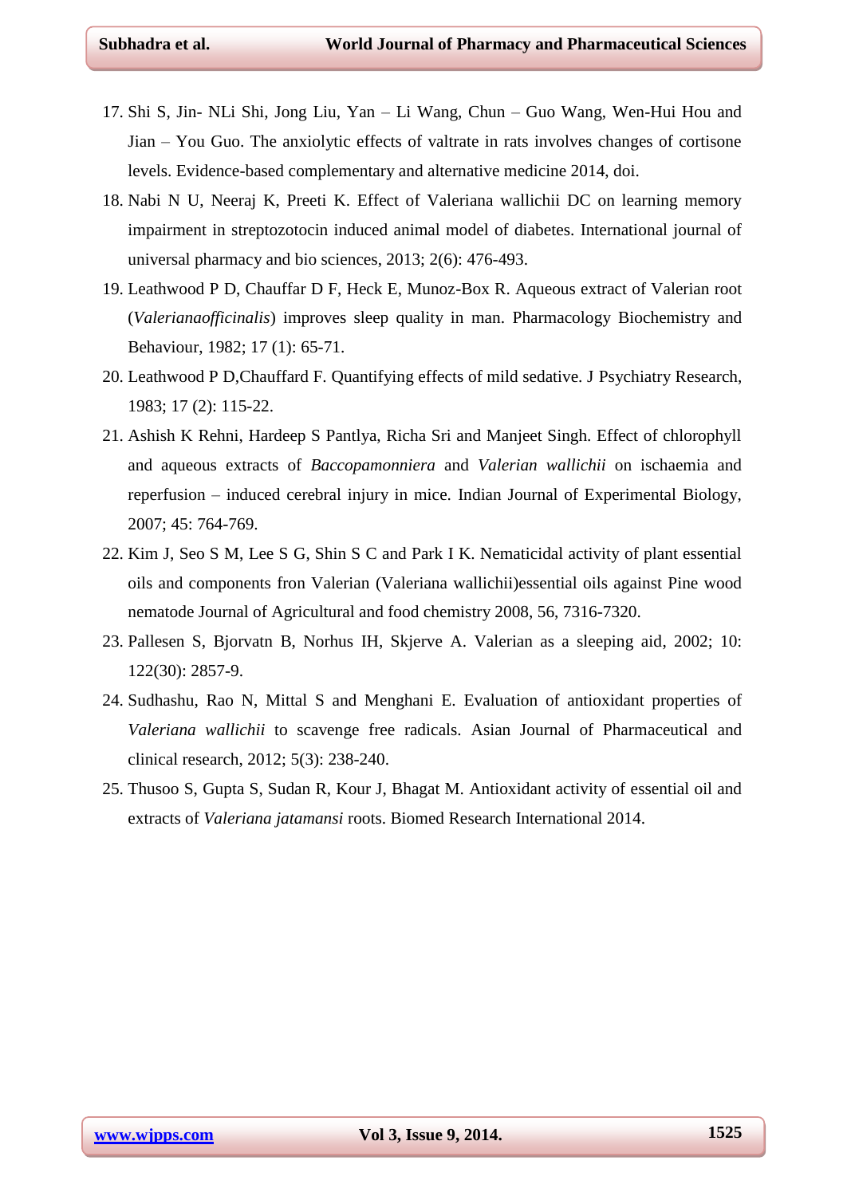17. Shi S, Jin- NLi Shi, Jong Liu, Yan – Li Wang, Chun – Guo Wang, Wen-Hui Hou and Jian – You Guo. The anxiolytic effects of valtrate in rats involves changes of cortisone levels. Evidence-based complementary and alternative medicine 2014, doi.
18. Nabi N U, Neeraj K, Preeti K. Effect of Valeriana wallichii DC on learning memory impairment in streptozotocin induced animal model of diabetes. International journal of universal pharmacy and bio sciences, 2013; 2(6): 476-493.
19. Leathwood P D, Chauffar D F, Heck E, Munoz-Box R. Aqueous extract of Valerian root (*Valerianaofficinalis*) improves sleep quality in man. Pharmacology Biochemistry and Behaviour, 1982; 17 (1): 65-71.
20. Leathwood P D,Chauffard F. Quantifying effects of mild sedative. J Psychiatry Research, 1983; 17 (2): 115-22.
21. Ashish K Rehni, Hardeep S Pantlya, Richa Sri and Manjeet Singh. Effect of chlorophyll and aqueous extracts of *Baccopamonniera* and *Valerian wallichii* on ischaemia and reperfusion – induced cerebral injury in mice. Indian Journal of Experimental Biology, 2007; 45: 764-769.
22. Kim J, Seo S M, Lee S G, Shin S C and Park I K. Nematicidal activity of plant essential oils and components fron Valerian (Valeriana wallichii)essential oils against Pine wood nematode Journal of Agricultural and food chemistry 2008, 56, 7316-7320.
23. Pallesen S, Bjorvatn B, Norhus IH, Skjerve A. Valerian as a sleeping aid, 2002; 10: 122(30): 2857-9.
24. Sudhashu, Rao N, Mittal S and Menghani E. Evaluation of antioxidant properties of *Valeriana wallichii* to scavenge free radicals. Asian Journal of Pharmaceutical and clinical research, 2012; 5(3): 238-240.
25. Thusoo S, Gupta S, Sudan R, Kour J, Bhagat M. Antioxidant activity of essential oil and extracts of *Valeriana jatamansi* roots. Biomed Research International 2014.